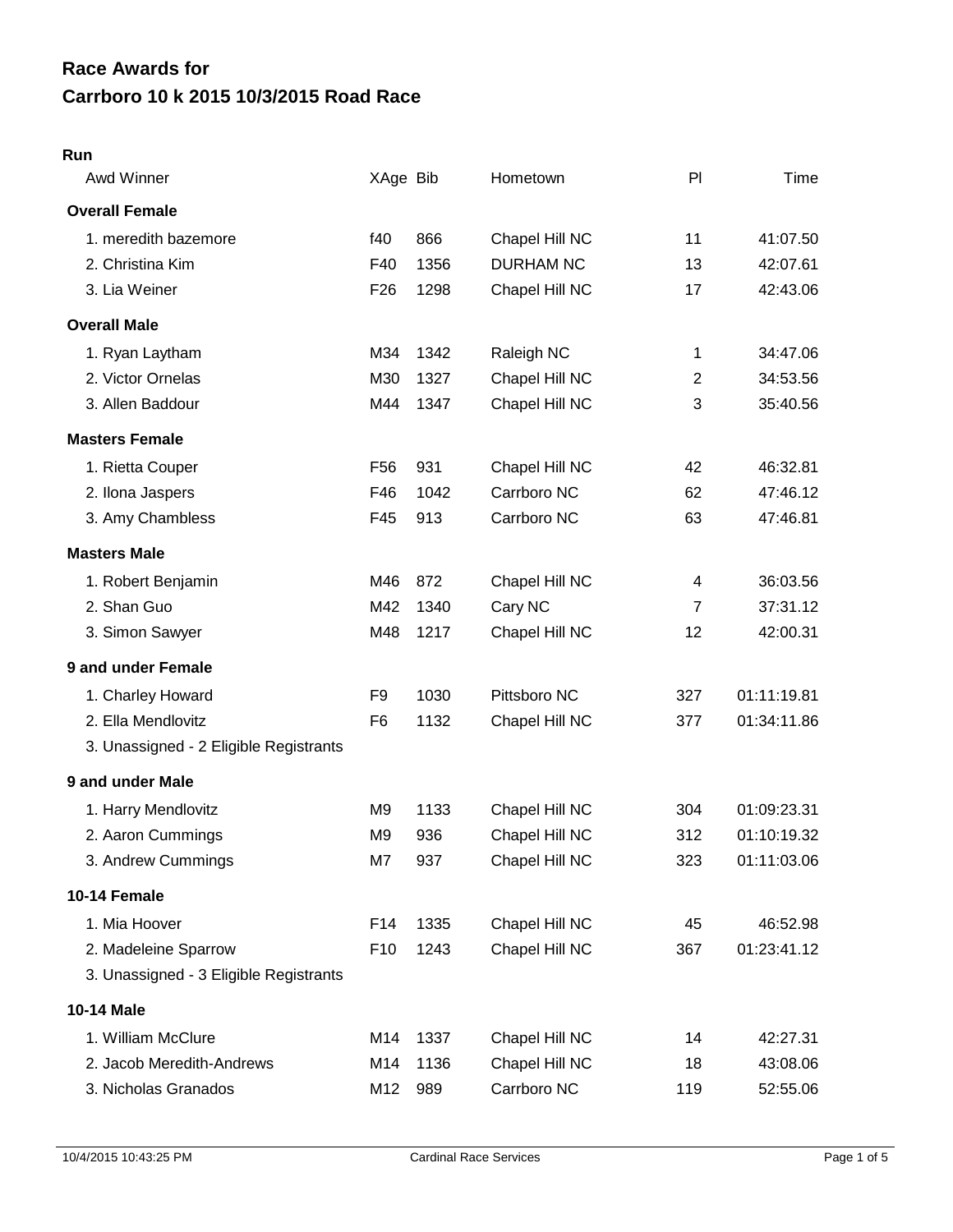# Race Awards for
# Carrboro 10 k 2015 10/3/2015 Road Race

**Run**

| Awd Winner | XAge | Bib | Hometown | Pl | Time |
|---|---|---|---|---|---|
| **Overall Female** | | | | | |
| 1. meredith bazemore | f40 | 866 | Chapel Hill NC | 11 | 41:07.50 |
| 2. Christina Kim | F40 | 1356 | DURHAM NC | 13 | 42:07.61 |
| 3. Lia Weiner | F26 | 1298 | Chapel Hill NC | 17 | 42:43.06 |
| **Overall Male** | | | | | |
| 1. Ryan Laytham | M34 | 1342 | Raleigh NC | 1 | 34:47.06 |
| 2. Victor Ornelas | M30 | 1327 | Chapel Hill NC | 2 | 34:53.56 |
| 3. Allen Baddour | M44 | 1347 | Chapel Hill NC | 3 | 35:40.56 |
| **Masters Female** | | | | | |
| 1. Rietta Couper | F56 | 931 | Chapel Hill NC | 42 | 46:32.81 |
| 2. Ilona Jaspers | F46 | 1042 | Carrboro NC | 62 | 47:46.12 |
| 3. Amy Chambless | F45 | 913 | Carrboro NC | 63 | 47:46.81 |
| **Masters Male** | | | | | |
| 1. Robert Benjamin | M46 | 872 | Chapel Hill NC | 4 | 36:03.56 |
| 2. Shan Guo | M42 | 1340 | Cary NC | 7 | 37:31.12 |
| 3. Simon Sawyer | M48 | 1217 | Chapel Hill NC | 12 | 42:00.31 |
| **9 and under Female** | | | | | |
| 1. Charley Howard | F9 | 1030 | Pittsboro NC | 327 | 01:11:19.81 |
| 2. Ella Mendlovitz | F6 | 1132 | Chapel Hill NC | 377 | 01:34:11.86 |
| 3. Unassigned - 2 Eligible Registrants | | | | | |
| **9 and under Male** | | | | | |
| 1. Harry Mendlovitz | M9 | 1133 | Chapel Hill NC | 304 | 01:09:23.31 |
| 2. Aaron Cummings | M9 | 936 | Chapel Hill NC | 312 | 01:10:19.32 |
| 3. Andrew Cummings | M7 | 937 | Chapel Hill NC | 323 | 01:11:03.06 |
| **10-14 Female** | | | | | |
| 1. Mia Hoover | F14 | 1335 | Chapel Hill NC | 45 | 46:52.98 |
| 2. Madeleine Sparrow | F10 | 1243 | Chapel Hill NC | 367 | 01:23:41.12 |
| 3. Unassigned - 3 Eligible Registrants | | | | | |
| **10-14 Male** | | | | | |
| 1. William McClure | M14 | 1337 | Chapel Hill NC | 14 | 42:27.31 |
| 2. Jacob Meredith-Andrews | M14 | 1136 | Chapel Hill NC | 18 | 43:08.06 |
| 3. Nicholas Granados | M12 | 989 | Carrboro NC | 119 | 52:55.06 |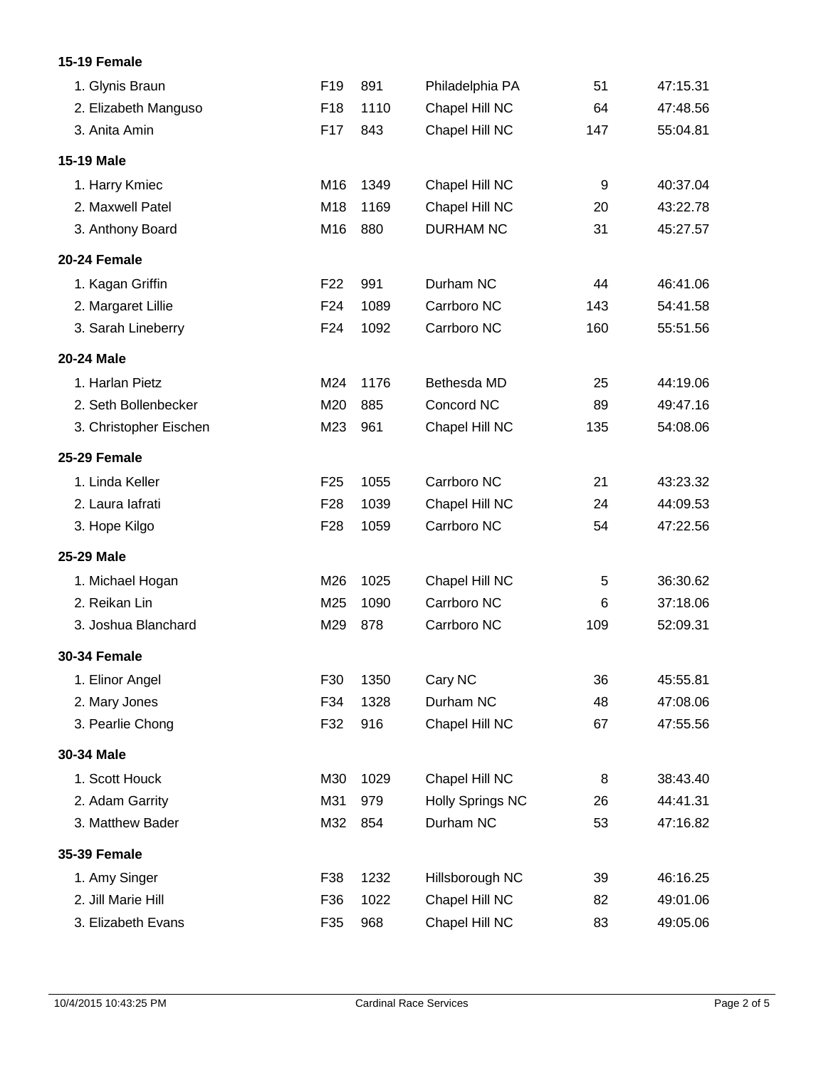**15-19 Female**

| | | | | | |
|---|---|---|---|---|---|
| 1. Glynis Braun | F19 | 891 | Philadelphia PA | 51 | 47:15.31 |
| 2. Elizabeth Manguso | F18 | 1110 | Chapel Hill NC | 64 | 47:48.56 |
| 3. Anita Amin | F17 | 843 | Chapel Hill NC | 147 | 55:04.81 |

**15-19 Male**

| | | | | | |
|---|---|---|---|---|---|
| 1. Harry Kmiec | M16 | 1349 | Chapel Hill NC | 9 | 40:37.04 |
| 2. Maxwell Patel | M18 | 1169 | Chapel Hill NC | 20 | 43:22.78 |
| 3. Anthony Board | M16 | 880 | DURHAM NC | 31 | 45:27.57 |

**20-24 Female**

| | | | | | |
|---|---|---|---|---|---|
| 1. Kagan Griffin | F22 | 991 | Durham NC | 44 | 46:41.06 |
| 2. Margaret Lillie | F24 | 1089 | Carrboro NC | 143 | 54:41.58 |
| 3. Sarah Lineberry | F24 | 1092 | Carrboro NC | 160 | 55:51.56 |

**20-24 Male**

| | | | | | |
|---|---|---|---|---|---|
| 1. Harlan Pietz | M24 | 1176 | Bethesda MD | 25 | 44:19.06 |
| 2. Seth Bollenbecker | M20 | 885 | Concord NC | 89 | 49:47.16 |
| 3. Christopher Eischen | M23 | 961 | Chapel Hill NC | 135 | 54:08.06 |

**25-29 Female**

| | | | | | |
|---|---|---|---|---|---|
| 1. Linda Keller | F25 | 1055 | Carrboro NC | 21 | 43:23.32 |
| 2. Laura Iafrati | F28 | 1039 | Chapel Hill NC | 24 | 44:09.53 |
| 3. Hope Kilgo | F28 | 1059 | Carrboro NC | 54 | 47:22.56 |

**25-29 Male**

| | | | | | |
|---|---|---|---|---|---|
| 1. Michael Hogan | M26 | 1025 | Chapel Hill NC | 5 | 36:30.62 |
| 2. Reikan Lin | M25 | 1090 | Carrboro NC | 6 | 37:18.06 |
| 3. Joshua Blanchard | M29 | 878 | Carrboro NC | 109 | 52:09.31 |

**30-34 Female**

| | | | | | |
|---|---|---|---|---|---|
| 1. Elinor Angel | F30 | 1350 | Cary NC | 36 | 45:55.81 |
| 2. Mary Jones | F34 | 1328 | Durham NC | 48 | 47:08.06 |
| 3. Pearlie Chong | F32 | 916 | Chapel Hill NC | 67 | 47:55.56 |

**30-34 Male**

| | | | | | |
|---|---|---|---|---|---|
| 1. Scott Houck | M30 | 1029 | Chapel Hill NC | 8 | 38:43.40 |
| 2. Adam Garrity | M31 | 979 | Holly Springs NC | 26 | 44:41.31 |
| 3. Matthew Bader | M32 | 854 | Durham NC | 53 | 47:16.82 |

**35-39 Female**

| | | | | | |
|---|---|---|---|---|---|
| 1. Amy Singer | F38 | 1232 | Hillsborough NC | 39 | 46:16.25 |
| 2. Jill Marie Hill | F36 | 1022 | Chapel Hill NC | 82 | 49:01.06 |
| 3. Elizabeth Evans | F35 | 968 | Chapel Hill NC | 83 | 49:05.06 |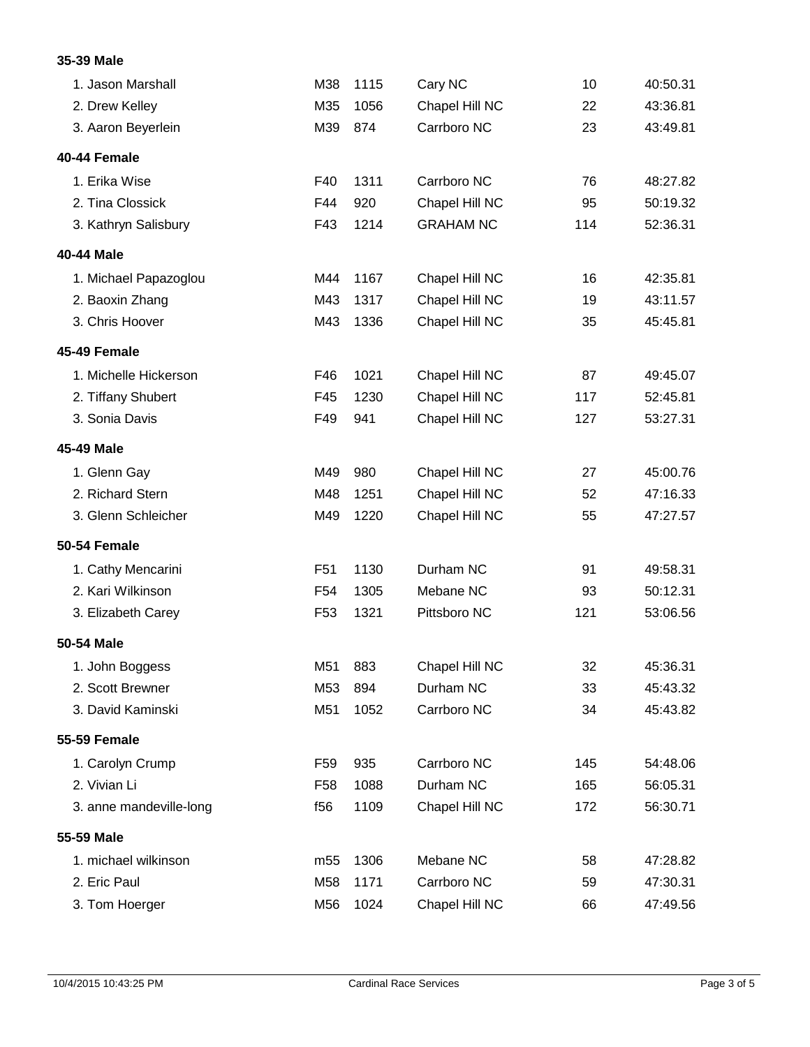**35-39 Male**

| | | | | | |
|---|---|---|---|---|---|
| 1. Jason Marshall | M38 | 1115 | Cary NC | 10 | 40:50.31 |
| 2. Drew Kelley | M35 | 1056 | Chapel Hill NC | 22 | 43:36.81 |
| 3. Aaron Beyerlein | M39 | 874 | Carrboro NC | 23 | 43:49.81 |

**40-44 Female**

| | | | | | |
|---|---|---|---|---|---|
| 1. Erika Wise | F40 | 1311 | Carrboro NC | 76 | 48:27.82 |
| 2. Tina Clossick | F44 | 920 | Chapel Hill NC | 95 | 50:19.32 |
| 3. Kathryn Salisbury | F43 | 1214 | GRAHAM NC | 114 | 52:36.31 |

**40-44 Male**

| | | | | | |
|---|---|---|---|---|---|
| 1. Michael Papazoglou | M44 | 1167 | Chapel Hill NC | 16 | 42:35.81 |
| 2. Baoxin Zhang | M43 | 1317 | Chapel Hill NC | 19 | 43:11.57 |
| 3. Chris Hoover | M43 | 1336 | Chapel Hill NC | 35 | 45:45.81 |

**45-49 Female**

| | | | | | |
|---|---|---|---|---|---|
| 1. Michelle Hickerson | F46 | 1021 | Chapel Hill NC | 87 | 49:45.07 |
| 2. Tiffany Shubert | F45 | 1230 | Chapel Hill NC | 117 | 52:45.81 |
| 3. Sonia Davis | F49 | 941 | Chapel Hill NC | 127 | 53:27.31 |

**45-49 Male**

| | | | | | |
|---|---|---|---|---|---|
| 1. Glenn Gay | M49 | 980 | Chapel Hill NC | 27 | 45:00.76 |
| 2. Richard Stern | M48 | 1251 | Chapel Hill NC | 52 | 47:16.33 |
| 3. Glenn Schleicher | M49 | 1220 | Chapel Hill NC | 55 | 47:27.57 |

**50-54 Female**

| | | | | | |
|---|---|---|---|---|---|
| 1. Cathy Mencarini | F51 | 1130 | Durham NC | 91 | 49:58.31 |
| 2. Kari Wilkinson | F54 | 1305 | Mebane NC | 93 | 50:12.31 |
| 3. Elizabeth Carey | F53 | 1321 | Pittsboro NC | 121 | 53:06.56 |

**50-54 Male**

| | | | | | |
|---|---|---|---|---|---|
| 1. John Boggess | M51 | 883 | Chapel Hill NC | 32 | 45:36.31 |
| 2. Scott Brewner | M53 | 894 | Durham NC | 33 | 45:43.32 |
| 3. David Kaminski | M51 | 1052 | Carrboro NC | 34 | 45:43.82 |

**55-59 Female**

| | | | | | |
|---|---|---|---|---|---|
| 1. Carolyn Crump | F59 | 935 | Carrboro NC | 145 | 54:48.06 |
| 2. Vivian Li | F58 | 1088 | Durham NC | 165 | 56:05.31 |
| 3. anne mandeville-long | f56 | 1109 | Chapel Hill NC | 172 | 56:30.71 |

**55-59 Male**

| | | | | | |
|---|---|---|---|---|---|
| 1. michael wilkinson | m55 | 1306 | Mebane NC | 58 | 47:28.82 |
| 2. Eric Paul | M58 | 1171 | Carrboro NC | 59 | 47:30.31 |
| 3. Tom Hoerger | M56 | 1024 | Chapel Hill NC | 66 | 47:49.56 |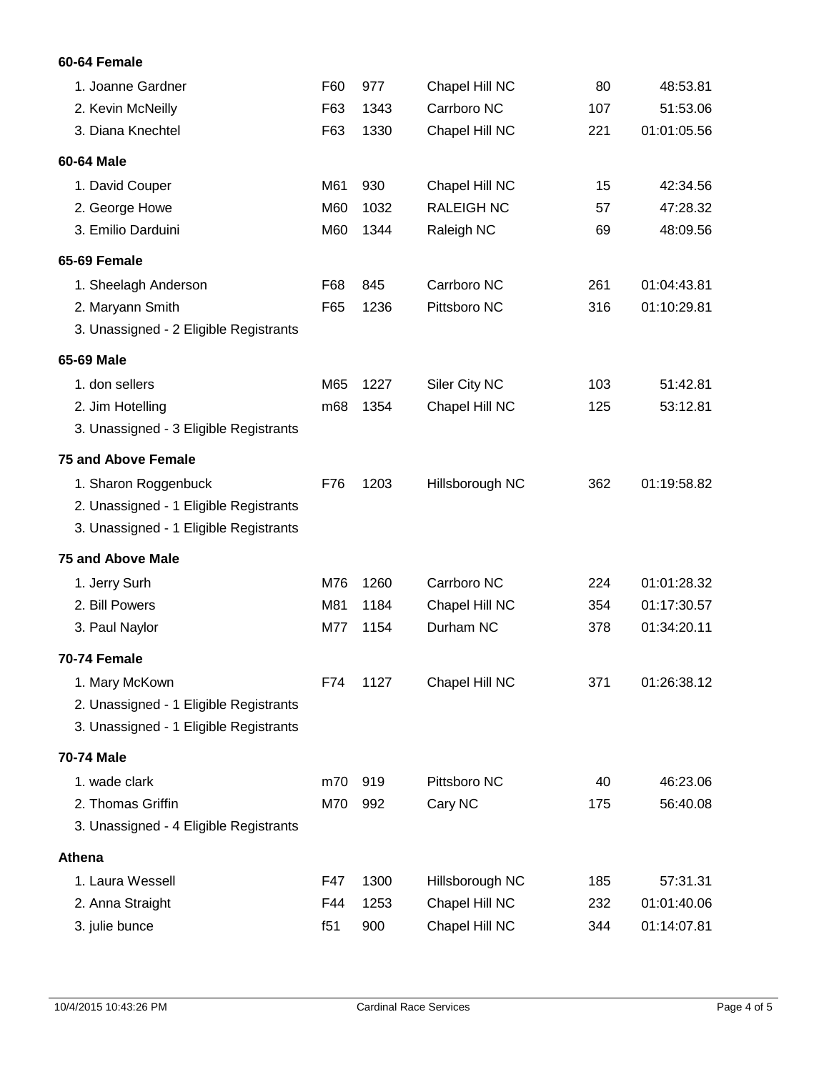**60-64 Female**

| | | | | | |
|---|---|---|---|---|---|
| 1. Joanne Gardner | F60 | 977 | Chapel Hill NC | 80 | 48:53.81 |
| 2. Kevin McNeilly | F63 | 1343 | Carrboro NC | 107 | 51:53.06 |
| 3. Diana Knechtel | F63 | 1330 | Chapel Hill NC | 221 | 01:01:05.56 |

**60-64 Male**

| | | | | | |
|---|---|---|---|---|---|
| 1. David Couper | M61 | 930 | Chapel Hill NC | 15 | 42:34.56 |
| 2. George Howe | M60 | 1032 | RALEIGH NC | 57 | 47:28.32 |
| 3. Emilio Darduini | M60 | 1344 | Raleigh NC | 69 | 48:09.56 |

**65-69 Female**

| | | | | | |
|---|---|---|---|---|---|
| 1. Sheelagh Anderson | F68 | 845 | Carrboro NC | 261 | 01:04:43.81 |
| 2. Maryann Smith | F65 | 1236 | Pittsboro NC | 316 | 01:10:29.81 |
| 3. Unassigned - 2 Eligible Registrants | | | | | |

**65-69 Male**

| | | | | | |
|---|---|---|---|---|---|
| 1. don sellers | M65 | 1227 | Siler City NC | 103 | 51:42.81 |
| 2. Jim Hotelling | m68 | 1354 | Chapel Hill NC | 125 | 53:12.81 |
| 3. Unassigned - 3 Eligible Registrants | | | | | |

**75 and Above Female**

| | | | | | |
|---|---|---|---|---|---|
| 1. Sharon Roggenbuck | F76 | 1203 | Hillsborough NC | 362 | 01:19:58.82 |
| 2. Unassigned - 1 Eligible Registrants | | | | | |
| 3. Unassigned - 1 Eligible Registrants | | | | | |

**75 and Above Male**

| | | | | | |
|---|---|---|---|---|---|
| 1. Jerry Surh | M76 | 1260 | Carrboro NC | 224 | 01:01:28.32 |
| 2. Bill Powers | M81 | 1184 | Chapel Hill NC | 354 | 01:17:30.57 |
| 3. Paul Naylor | M77 | 1154 | Durham NC | 378 | 01:34:20.11 |

**70-74 Female**

| | | | | | |
|---|---|---|---|---|---|
| 1. Mary McKown | F74 | 1127 | Chapel Hill NC | 371 | 01:26:38.12 |
| 2. Unassigned - 1 Eligible Registrants | | | | | |
| 3. Unassigned - 1 Eligible Registrants | | | | | |

**70-74 Male**

| | | | | | |
|---|---|---|---|---|---|
| 1. wade clark | m70 | 919 | Pittsboro NC | 40 | 46:23.06 |
| 2. Thomas Griffin | M70 | 992 | Cary NC | 175 | 56:40.08 |
| 3. Unassigned - 4 Eligible Registrants | | | | | |

**Athena**

| | | | | | |
|---|---|---|---|---|---|
| 1. Laura Wessell | F47 | 1300 | Hillsborough NC | 185 | 57:31.31 |
| 2. Anna Straight | F44 | 1253 | Chapel Hill NC | 232 | 01:01:40.06 |
| 3. julie bunce | f51 | 900 | Chapel Hill NC | 344 | 01:14:07.81 |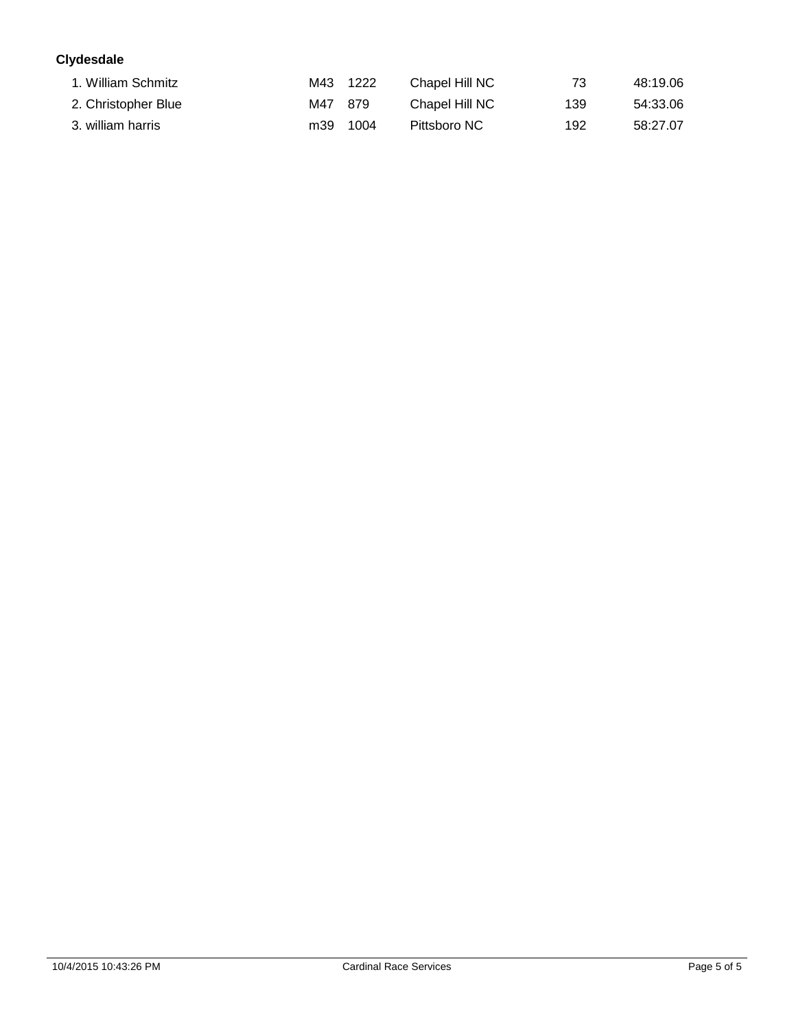**Clydesdale**

| | | | | | |
|---|---|---|---|---|---|
| 1. William Schmitz | M43 | 1222 | Chapel Hill NC | 73 | 48:19.06 |
| 2. Christopher Blue | M47 | 879 | Chapel Hill NC | 139 | 54:33.06 |
| 3. william harris | m39 | 1004 | Pittsboro NC | 192 | 58:27.07 |